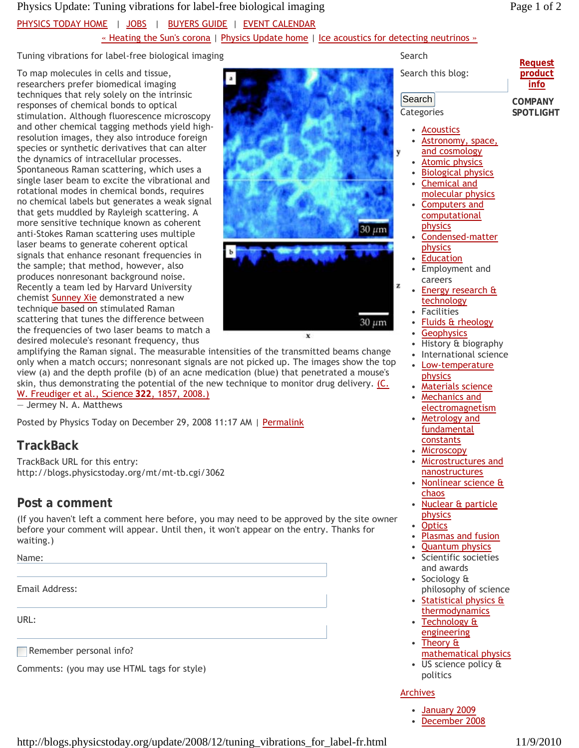PHYSICS TODAY HOME | JOBS | BUYERS GUIDE | EVENT CALENDAR

« Heating the Sun's corona | Physics Update home | Ice acoustics for detecting neutrinos »

# Tuning vibrations for label-free biological imaging

To map molecules in cells and tissue, researchers prefer biomedical imaging techniques that rely solely on the intrinsic responses of chemical bonds to optical stimulation. Although fluorescence microscopy and other chemical tagging methods yield high-resolution images, they also introduce foreign species or synthetic derivatives that can alter the dynamics of intracellular processes. Spontaneous Raman scattering, which uses a single laser beam to excite the vibrational and rotational modes in chemical bonds, requires no chemical labels but generates a weak signal that gets muddled by Rayleigh scattering. A more sensitive technique known as coherent anti-Stokes Raman scattering uses multiple laser beams to generate coherent optical signals that enhance resonant frequencies in the sample; that method, however, also produces nonresonant background noise. Recently a team led by Harvard University chemist Sunney Xie demonstrated a new technique based on stimulated Raman scattering that tunes the difference between the frequencies of two laser beams to match a desired molecule's resonant frequency, thus amplifying the Raman signal. The measurable intensities of the transmitted beams change only when a match occurs; nonresonant signals are not picked up. The images show the top view (a) and the depth profile (b) of an acne medication (blue) that penetrated a mouse's skin, thus demonstrating the potential of the new technique to monitor drug delivery. (C. W. Freudiger et al., *Science* **322**, 1857, 2008.)

— Jermey N. A. Matthews

Posted by Physics Today on December 29, 2008 11:17 AM | Permalink

## TrackBack

TrackBack URL for this entry:
http://blogs.physicstoday.org/mt/mt-tb.cgi/3062

## Post a comment

(If you haven't left a comment here before, you may need to be approved by the site owner before your comment will appear. Until then, it won't appear on the entry. Thanks for waiting.)

Name:

Email Address:

URL:

Remember personal info?

Comments: (you may use HTML tags for style)

Search

Search this blog:

Search

Categories

- Acoustics
- Astronomy, space, and cosmology
- Atomic physics
- Biological physics
- Chemical and molecular physics
- Computers and computational physics
- Condensed-matter physics
- Education
- Employment and careers
- Energy research & technology
- Facilities
- Fluids & rheology
- Geophysics
- History & biography
- International science
- Low-temperature physics
- Materials science
- Mechanics and electromagnetism
- Metrology and fundamental constants
- Microscopy
- Microstructures and nanostructures
- Nonlinear science & chaos
- Nuclear & particle physics
- Optics
- Plasmas and fusion
- Quantum physics
- Scientific societies and awards
- Sociology & philosophy of science
- Statistical physics & thermodynamics
- Technology & engineering
- Theory & mathematical physics
- US science policy & politics

Archives

- January 2009
- December 2008

Request product info

COMPANY SPOTLIGHT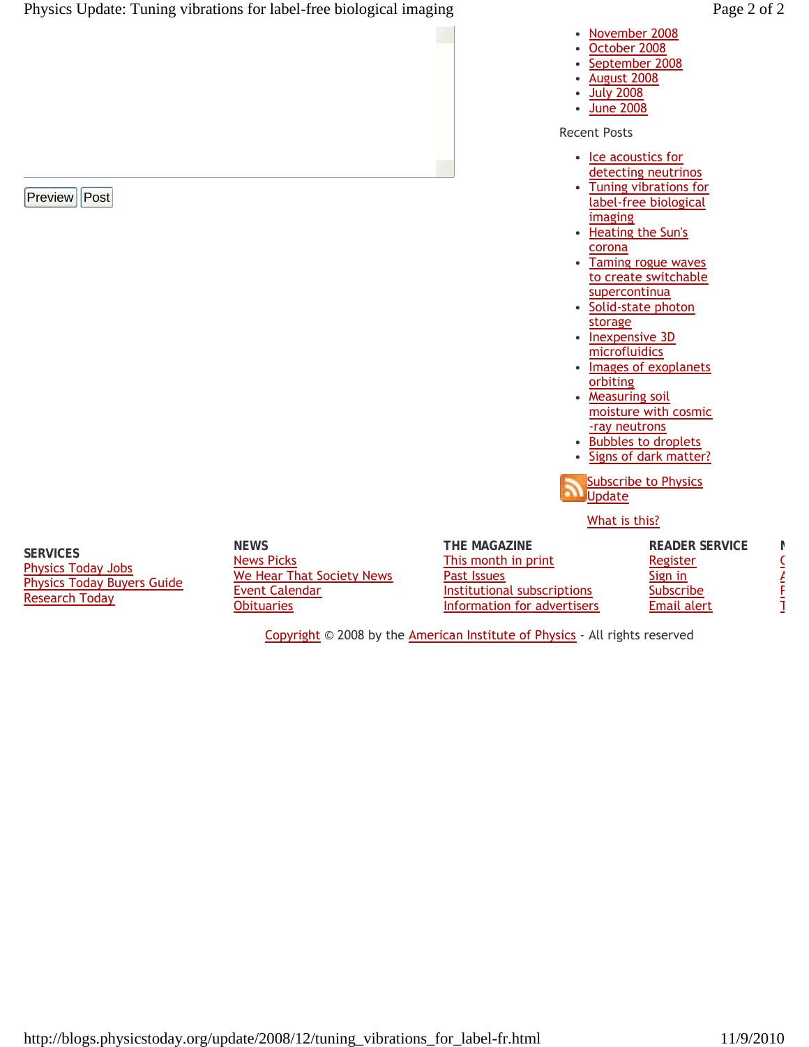Preview Post

- November 2008
- October 2008
- September 2008
- August 2008
- July 2008
- June 2008

Recent Posts

- Ice acoustics for detecting neutrinos
- Tuning vibrations for label-free biological imaging
- Heating the Sun's corona
- Taming rogue waves to create switchable supercontinua
- Solid-state photon storage
- Inexpensive 3D microfluidics
- Images of exoplanets orbiting
- Measuring soil moisture with cosmic-ray neutrons
- Bubbles to droplets
- Signs of dark matter?

Subscribe to Physics Update

What is this?

**SERVICES**
Physics Today Jobs
Physics Today Buyers Guide
Research Today

**NEWS**
News Picks
We Hear That Society News
Event Calendar
Obituaries

**THE MAGAZINE**
This month in print
Past Issues
Institutional subscriptions
Information for advertisers

**READER SERVICE**
Register
Sign in
Subscribe
Email alert

Copyright © 2008 by the American Institute of Physics - All rights reserved